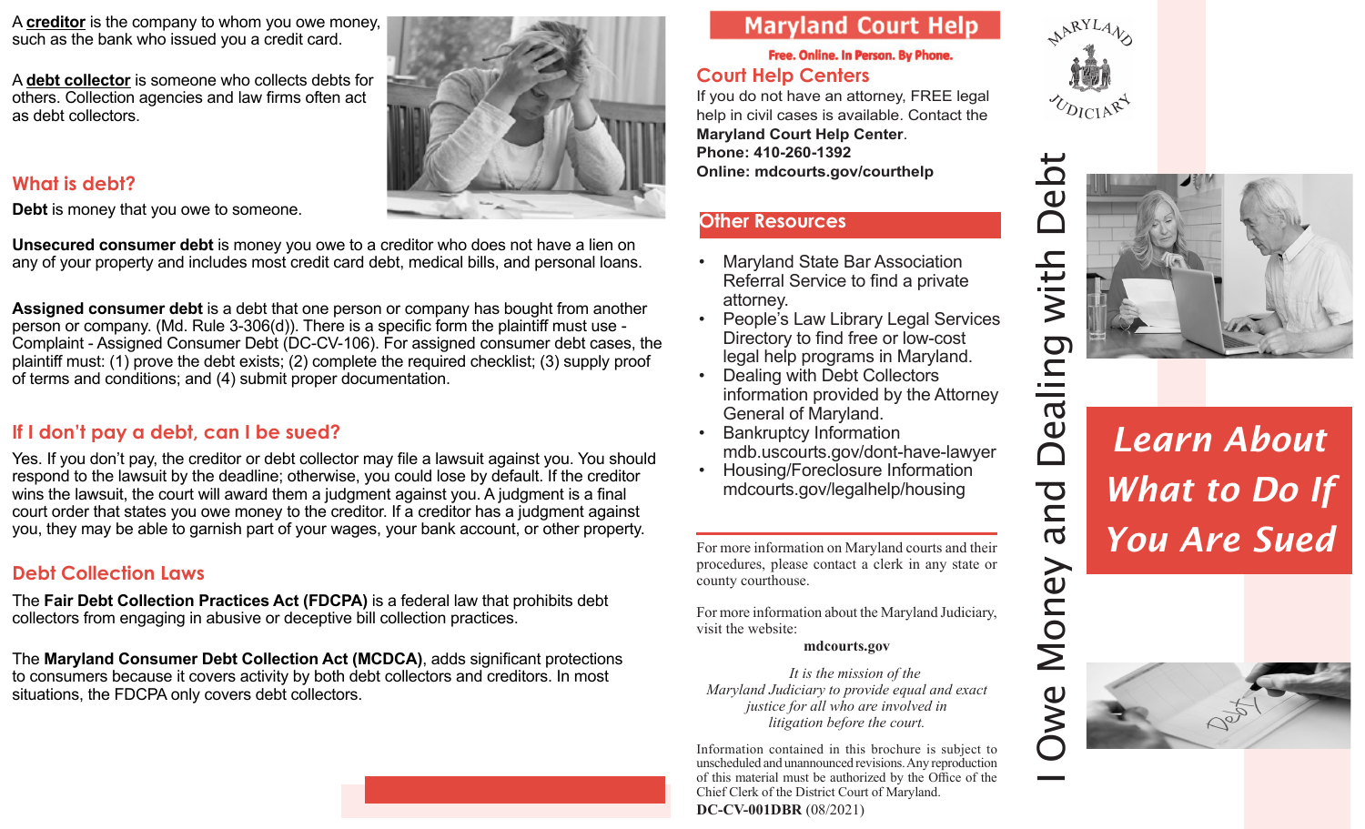A **creditor** is the company to whom you owe money, such as the bank who issued you a credit card.

A **debt collector** is someone who collects debts for others. Collection agencies and law firms often act as debt collectors.

## What is debt?

**Debt** is money that you owe to someone.

**Unsecured consumer debt** is money you owe to a creditor who does not have a lien on any of your property and includes most credit card debt, medical bills, and personal loans.

**Assigned consumer debt** is a debt that one person or company has bought from another person or company. (Md. Rule 3-306(d)). There is a specific form the plaintiff must use - Complaint - Assigned Consumer Debt (DC-CV-106). For assigned consumer debt cases, the plaintiff must: (1) prove the debt exists; (2) complete the required checklist; (3) supply proof of terms and conditions; and (4) submit proper documentation.

## If I don't pay a debt, can I be sued?

Yes. If you don't pay, the creditor or debt collector may file a lawsuit against you. You should respond to the lawsuit by the deadline; otherwise, you could lose by default. If the creditor wins the lawsuit, the court will award them a judgment against you. A judgment is a final court order that states you owe money to the creditor. If a creditor has a judgment against you, they may be able to garnish part of your wages, your bank account, or other property.

## Debt Collection Laws

The **Fair Debt Collection Practices Act (FDCPA)** is a federal law that prohibits debt collectors from engaging in abusive or deceptive bill collection practices.

The **Maryland Consumer Debt Collection Act (MCDCA)**, adds significant protections to consumers because it covers activity by both debt collectors and creditors. In most situations, the FDCPA only covers debt collectors.

## Maryland Court Help

**Free. Online. In Person. By Phone.**

### Court Help Centers

If you do not have an attorney, FREE legal help in civil cases is available. Contact the **Maryland Court Help Center**.
**Phone: 410-260-1392**
**Online: mdcourts.gov/courthelp**

### Other Resources

- Maryland State Bar Association Referral Service to find a private attorney.
- People's Law Library Legal Services Directory to find free or low-cost legal help programs in Maryland.
- Dealing with Debt Collectors information provided by the Attorney General of Maryland.
- Bankruptcy Information mdb.uscourts.gov/dont-have-lawyer
- Housing/Foreclosure Information mdcourts.gov/legalhelp/housing

For more information on Maryland courts and their procedures, please contact a clerk in any state or county courthouse.

For more information about the Maryland Judiciary, visit the website:

**mdcourts.gov**

*It is the mission of the Maryland Judiciary to provide equal and exact justice for all who are involved in litigation before the court.*

Information contained in this brochure is subject to unscheduled and unannounced revisions. Any reproduction of this material must be authorized by the Office of the Chief Clerk of the District Court of Maryland.

**DC-CV-001DBR** (08/2021)

Maryland Judiciary

# I Owe Money and Dealing with Debt

## *Learn About What to Do If You Are Sued*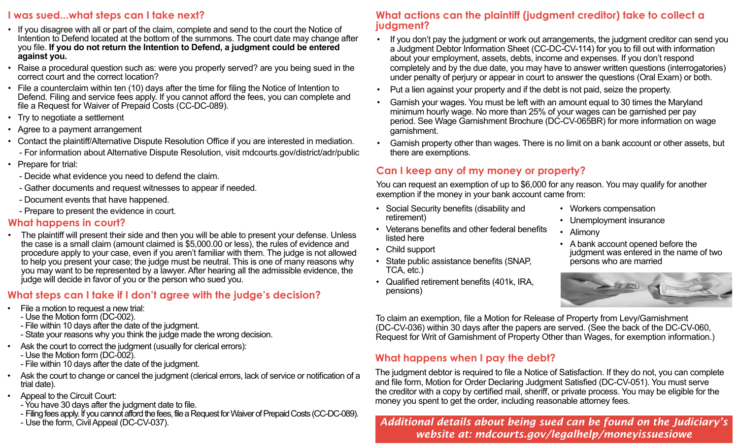## I was sued...what steps can I take next?

- If you disagree with all or part of the claim, complete and send to the court the Notice of Intention to Defend located at the bottom of the summons. The court date may change after you file. **If you do not return the Intention to Defend, a judgment could be entered against you.**
- Raise a procedural question such as: were you properly served? are you being sued in the correct court and the correct location?
- File a counterclaim within ten (10) days after the time for filing the Notice of Intention to Defend. Filing and service fees apply. If you cannot afford the fees, you can complete and file a Request for Waiver of Prepaid Costs (CC-DC-089).
- Try to negotiate a settlement
- Agree to a payment arrangement
- Contact the plaintiff/Alternative Dispute Resolution Office if you are interested in mediation.
  - For information about Alternative Dispute Resolution, visit mdcourts.gov/district/adr/public
- Prepare for trial:
  - Decide what evidence you need to defend the claim.
  - Gather documents and request witnesses to appear if needed.
  - Document events that have happened.
  - Prepare to present the evidence in court.

## What happens in court?

- The plaintiff will present their side and then you will be able to present your defense. Unless the case is a small claim (amount claimed is $5,000.00 or less), the rules of evidence and procedure apply to your case, even if you aren't familiar with them. The judge is not allowed to help you present your case; the judge must be neutral. This is one of many reasons why you may want to be represented by a lawyer. After hearing all the admissible evidence, the judge will decide in favor of you or the person who sued you.

## What steps can I take if I don't agree with the judge's decision?

- File a motion to request a new trial:
  - Use the Motion form (DC-002).
  - File within 10 days after the date of the judgment.
  - State your reasons why you think the judge made the wrong decision.
- Ask the court to correct the judgment (usually for clerical errors):
  - Use the Motion form (DC-002).
  - File within 10 days after the date of the judgment.
- Ask the court to change or cancel the judgment (clerical errors, lack of service or notification of a trial date).
- Appeal to the Circuit Court:
  - You have 30 days after the judgment date to file.
  - Filing fees apply. If you cannot afford the fees, file a Request for Waiver of Prepaid Costs (CC-DC-089).
  - Use the form, Civil Appeal (DC-CV-037).

## What actions can the plaintiff (judgment creditor) take to collect a judgment?

- If you don't pay the judgment or work out arrangements, the judgment creditor can send you a Judgment Debtor Information Sheet (CC-DC-CV-114) for you to fill out with information about your employment, assets, debts, income and expenses. If you don't respond completely and by the due date, you may have to answer written questions (interrogatories) under penalty of perjury or appear in court to answer the questions (Oral Exam) or both.
- Put a lien against your property and if the debt is not paid, seize the property.
- Garnish your wages. You must be left with an amount equal to 30 times the Maryland minimum hourly wage. No more than 25% of your wages can be garnished per pay period. See Wage Garnishment Brochure (DC-CV-065BR) for more information on wage garnishment.
- Garnish property other than wages. There is no limit on a bank account or other assets, but there are exemptions.

## Can I keep any of my money or property?

You can request an exemption of up to $6,000 for any reason. You may qualify for another exemption if the money in your bank account came from:

- Social Security benefits (disability and retirement)
- Veterans benefits and other federal benefits listed here
- Child support
- State public assistance benefits (SNAP, TCA, etc.)
- Qualified retirement benefits (401k, IRA, pensions)
- Workers compensation
- Unemployment insurance
- Alimony
- A bank account opened before the judgment was entered in the name of two persons who are married

To claim an exemption, file a Motion for Release of Property from Levy/Garnishment (DC-CV-036) within 30 days after the papers are served. (See the back of the DC-CV-060, Request for Writ of Garnishment of Property Other than Wages, for exemption information.)

## What happens when I pay the debt?

The judgment debtor is required to file a Notice of Satisfaction. If they do not, you can complete and file form, Motion for Order Declaring Judgment Satisfied (DC-CV-051). You must serve the creditor with a copy by certified mail, sheriff, or private process. You may be eligible for the money you spent to get the order, including reasonable attorney fees.

***Additional details about being sued can be found on the Judiciary's website at: mdcourts.gov/legalhelp/moneyissuesiowe***